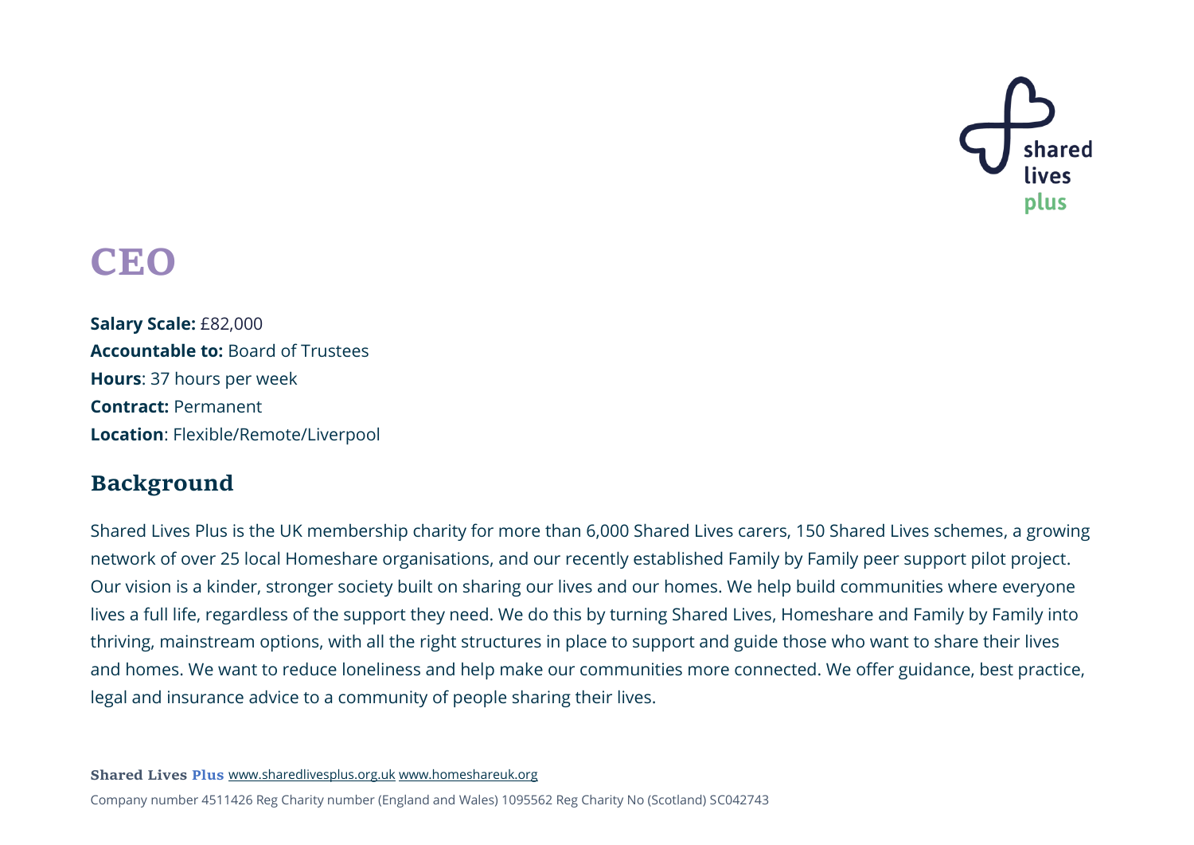# CEO

**Salary Scale:** £82,000
**Accountable to:** Board of Trustees
**Hours**: 37 hours per week
**Contract:** Permanent
**Location**: Flexible/Remote/Liverpool

## Background

Shared Lives Plus is the UK membership charity for more than 6,000 Shared Lives carers, 150 Shared Lives schemes, a growing network of over 25 local Homeshare organisations, and our recently established Family by Family peer support pilot project. Our vision is a kinder, stronger society built on sharing our lives and our homes. We help build communities where everyone lives a full life, regardless of the support they need. We do this by turning Shared Lives, Homeshare and Family by Family into thriving, mainstream options, with all the right structures in place to support and guide those who want to share their lives and homes. We want to reduce loneliness and help make our communities more connected. We offer guidance, best practice, legal and insurance advice to a community of people sharing their lives.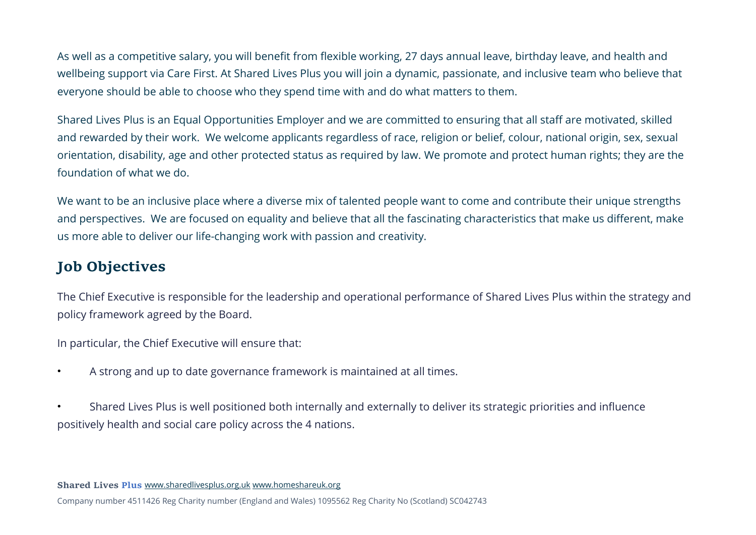As well as a competitive salary, you will benefit from flexible working, 27 days annual leave, birthday leave, and health and wellbeing support via Care First. At Shared Lives Plus you will join a dynamic, passionate, and inclusive team who believe that everyone should be able to choose who they spend time with and do what matters to them.

Shared Lives Plus is an Equal Opportunities Employer and we are committed to ensuring that all staff are motivated, skilled and rewarded by their work. We welcome applicants regardless of race, religion or belief, colour, national origin, sex, sexual orientation, disability, age and other protected status as required by law. We promote and protect human rights; they are the foundation of what we do.

We want to be an inclusive place where a diverse mix of talented people want to come and contribute their unique strengths and perspectives. We are focused on equality and believe that all the fascinating characteristics that make us different, make us more able to deliver our life-changing work with passion and creativity.

## Job Objectives

The Chief Executive is responsible for the leadership and operational performance of Shared Lives Plus within the strategy and policy framework agreed by the Board.

In particular, the Chief Executive will ensure that:

- A strong and up to date governance framework is maintained at all times.
- Shared Lives Plus is well positioned both internally and externally to deliver its strategic priorities and influence positively health and social care policy across the 4 nations.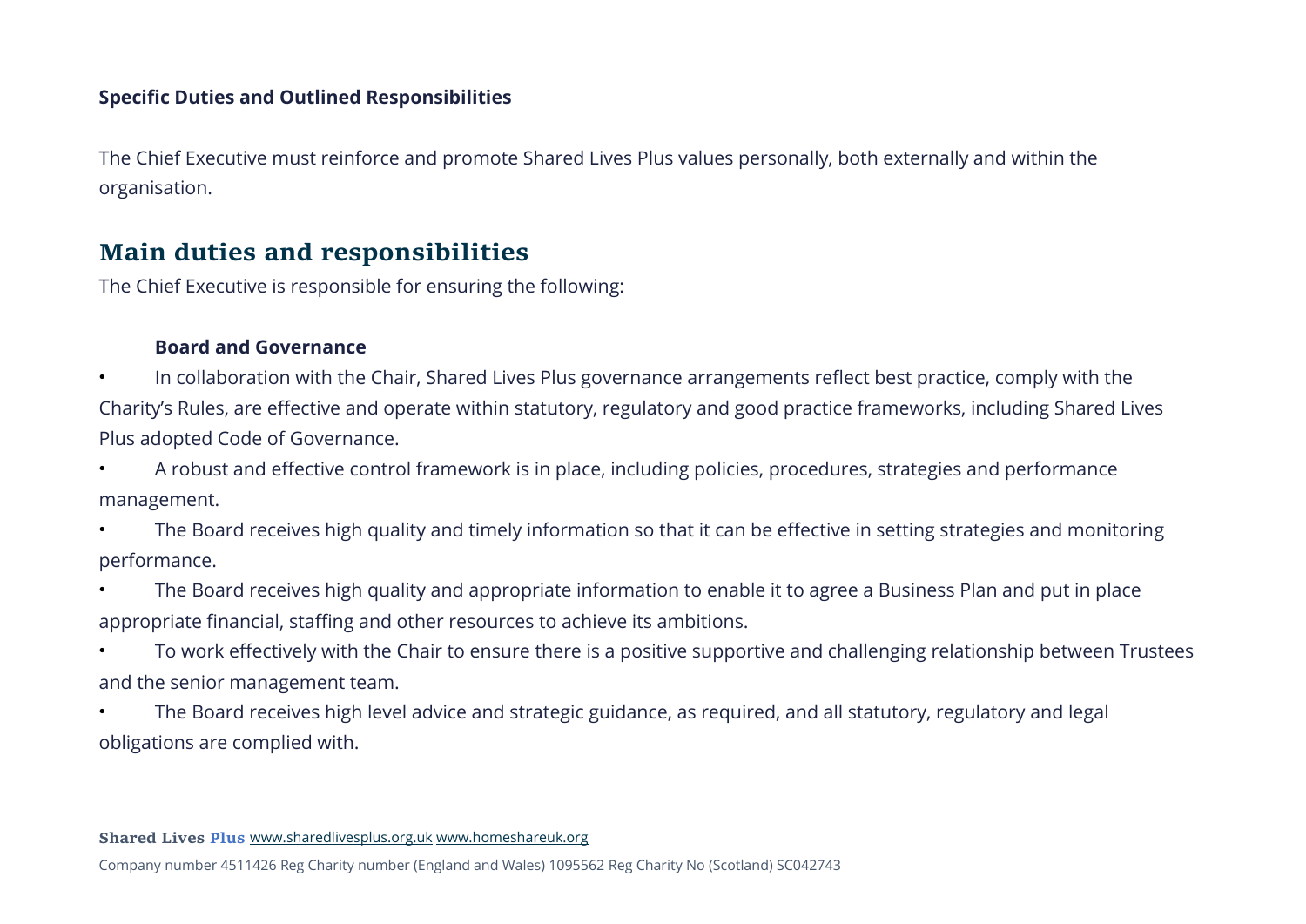**Specific Duties and Outlined Responsibilities**

The Chief Executive must reinforce and promote Shared Lives Plus values personally, both externally and within the organisation.

## Main duties and responsibilities

The Chief Executive is responsible for ensuring the following:

**Board and Governance**

- In collaboration with the Chair, Shared Lives Plus governance arrangements reflect best practice, comply with the Charity's Rules, are effective and operate within statutory, regulatory and good practice frameworks, including Shared Lives Plus adopted Code of Governance.
- A robust and effective control framework is in place, including policies, procedures, strategies and performance management.
- The Board receives high quality and timely information so that it can be effective in setting strategies and monitoring performance.
- The Board receives high quality and appropriate information to enable it to agree a Business Plan and put in place appropriate financial, staffing and other resources to achieve its ambitions.
- To work effectively with the Chair to ensure there is a positive supportive and challenging relationship between Trustees and the senior management team.
- The Board receives high level advice and strategic guidance, as required, and all statutory, regulatory and legal obligations are complied with.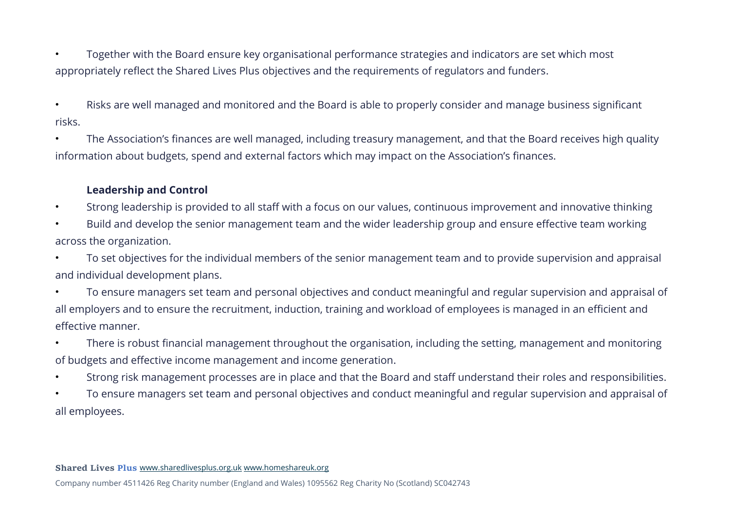- Together with the Board ensure key organisational performance strategies and indicators are set which most appropriately reflect the Shared Lives Plus objectives and the requirements of regulators and funders.

- Risks are well managed and monitored and the Board is able to properly consider and manage business significant risks.
- The Association's finances are well managed, including treasury management, and that the Board receives high quality information about budgets, spend and external factors which may impact on the Association's finances.

**Leadership and Control**

- Strong leadership is provided to all staff with a focus on our values, continuous improvement and innovative thinking
- Build and develop the senior management team and the wider leadership group and ensure effective team working across the organization.
- To set objectives for the individual members of the senior management team and to provide supervision and appraisal and individual development plans.
- To ensure managers set team and personal objectives and conduct meaningful and regular supervision and appraisal of all employers and to ensure the recruitment, induction, training and workload of employees is managed in an efficient and effective manner.
- There is robust financial management throughout the organisation, including the setting, management and monitoring of budgets and effective income management and income generation.
- Strong risk management processes are in place and that the Board and staff understand their roles and responsibilities.
- To ensure managers set team and personal objectives and conduct meaningful and regular supervision and appraisal of all employees.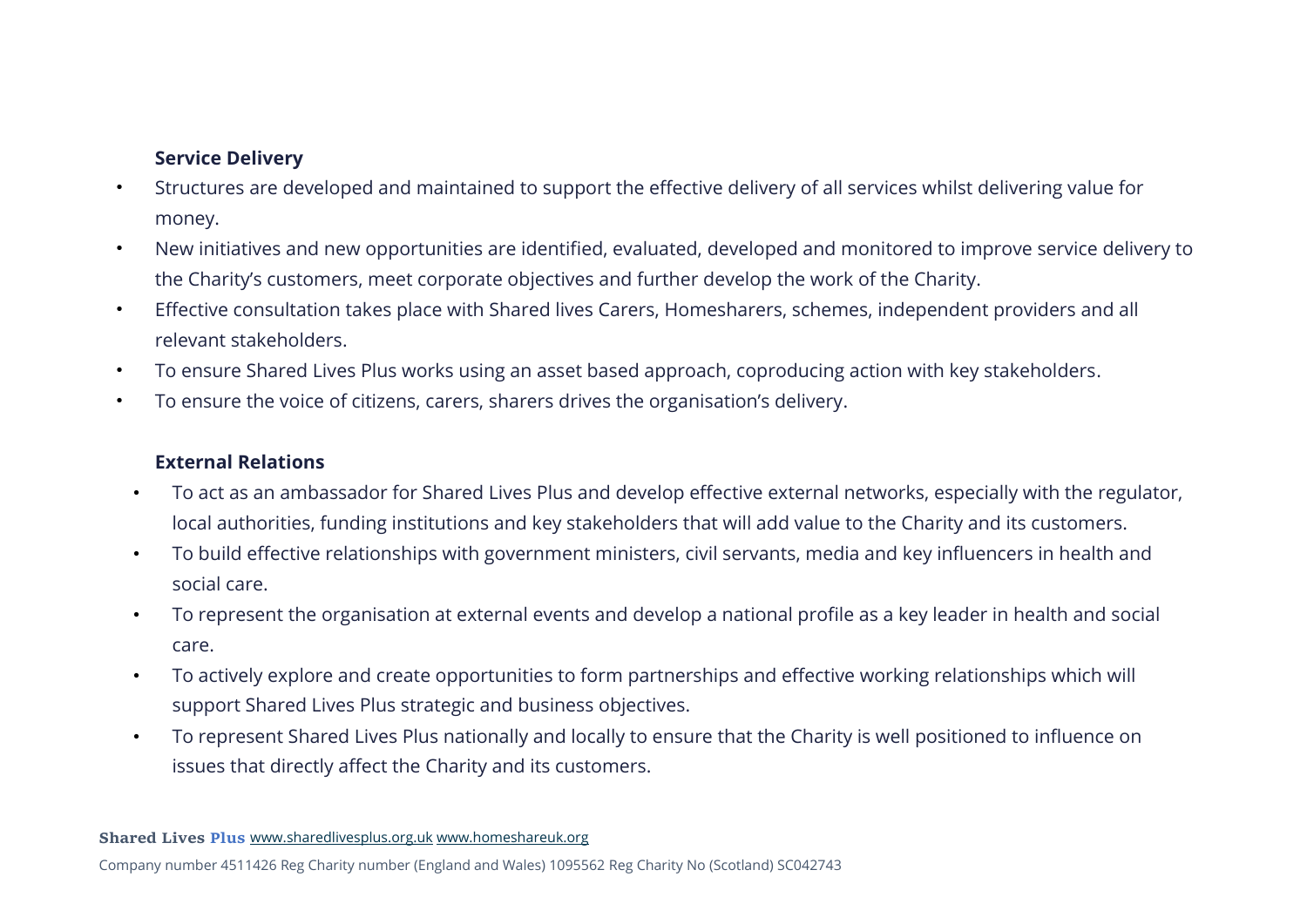**Service Delivery**

- Structures are developed and maintained to support the effective delivery of all services whilst delivering value for money.
- New initiatives and new opportunities are identified, evaluated, developed and monitored to improve service delivery to the Charity's customers, meet corporate objectives and further develop the work of the Charity.
- Effective consultation takes place with Shared lives Carers, Homesharers, schemes, independent providers and all relevant stakeholders.
- To ensure Shared Lives Plus works using an asset based approach, coproducing action with key stakeholders.
- To ensure the voice of citizens, carers, sharers drives the organisation's delivery.

**External Relations**

- To act as an ambassador for Shared Lives Plus and develop effective external networks, especially with the regulator, local authorities, funding institutions and key stakeholders that will add value to the Charity and its customers.
- To build effective relationships with government ministers, civil servants, media and key influencers in health and social care.
- To represent the organisation at external events and develop a national profile as a key leader in health and social care.
- To actively explore and create opportunities to form partnerships and effective working relationships which will support Shared Lives Plus strategic and business objectives.
- To represent Shared Lives Plus nationally and locally to ensure that the Charity is well positioned to influence on issues that directly affect the Charity and its customers.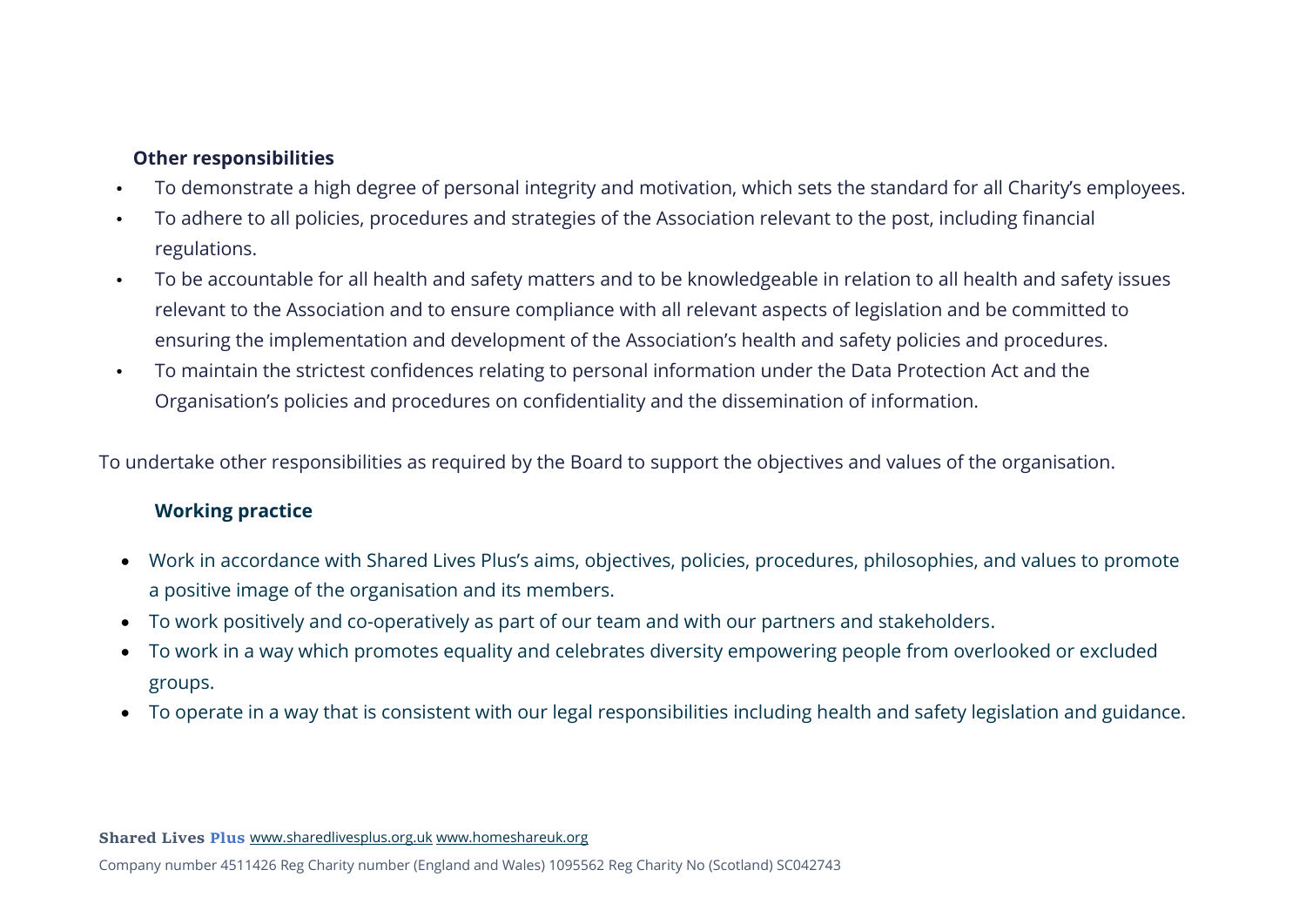**Other responsibilities**

- To demonstrate a high degree of personal integrity and motivation, which sets the standard for all Charity's employees.
- To adhere to all policies, procedures and strategies of the Association relevant to the post, including financial regulations.
- To be accountable for all health and safety matters and to be knowledgeable in relation to all health and safety issues relevant to the Association and to ensure compliance with all relevant aspects of legislation and be committed to ensuring the implementation and development of the Association's health and safety policies and procedures.
- To maintain the strictest confidences relating to personal information under the Data Protection Act and the Organisation's policies and procedures on confidentiality and the dissemination of information.

To undertake other responsibilities as required by the Board to support the objectives and values of the organisation.

**Working practice**

- Work in accordance with Shared Lives Plus's aims, objectives, policies, procedures, philosophies, and values to promote a positive image of the organisation and its members.
- To work positively and co-operatively as part of our team and with our partners and stakeholders.
- To work in a way which promotes equality and celebrates diversity empowering people from overlooked or excluded groups.
- To operate in a way that is consistent with our legal responsibilities including health and safety legislation and guidance.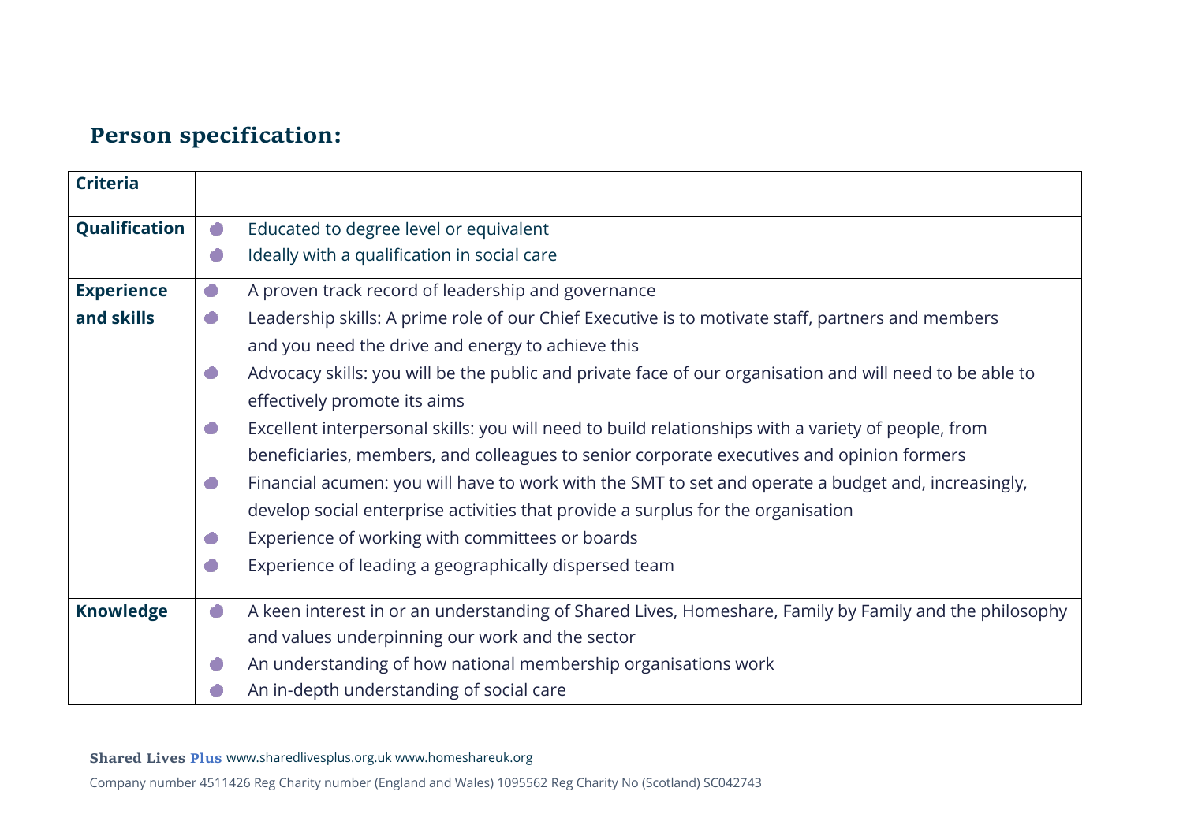## Person specification:

| Criteria | |
|---|---|
| **Qualification** | • Educated to degree level or equivalent<br>• Ideally with a qualification in social care |
| **Experience and skills** | • A proven track record of leadership and governance<br>• Leadership skills: A prime role of our Chief Executive is to motivate staff, partners and members and you need the drive and energy to achieve this<br>• Advocacy skills: you will be the public and private face of our organisation and will need to be able to effectively promote its aims<br>• Excellent interpersonal skills: you will need to build relationships with a variety of people, from beneficiaries, members, and colleagues to senior corporate executives and opinion formers<br>• Financial acumen: you will have to work with the SMT to set and operate a budget and, increasingly, develop social enterprise activities that provide a surplus for the organisation<br>• Experience of working with committees or boards<br>• Experience of leading a geographically dispersed team |
| **Knowledge** | • A keen interest in or an understanding of Shared Lives, Homeshare, Family by Family and the philosophy and values underpinning our work and the sector<br>• An understanding of how national membership organisations work<br>• An in-depth understanding of social care |

**Shared Lives Plus** www.sharedlivesplus.org.uk www.homeshareuk.org

Company number 4511426 Reg Charity number (England and Wales) 1095562 Reg Charity No (Scotland) SC042743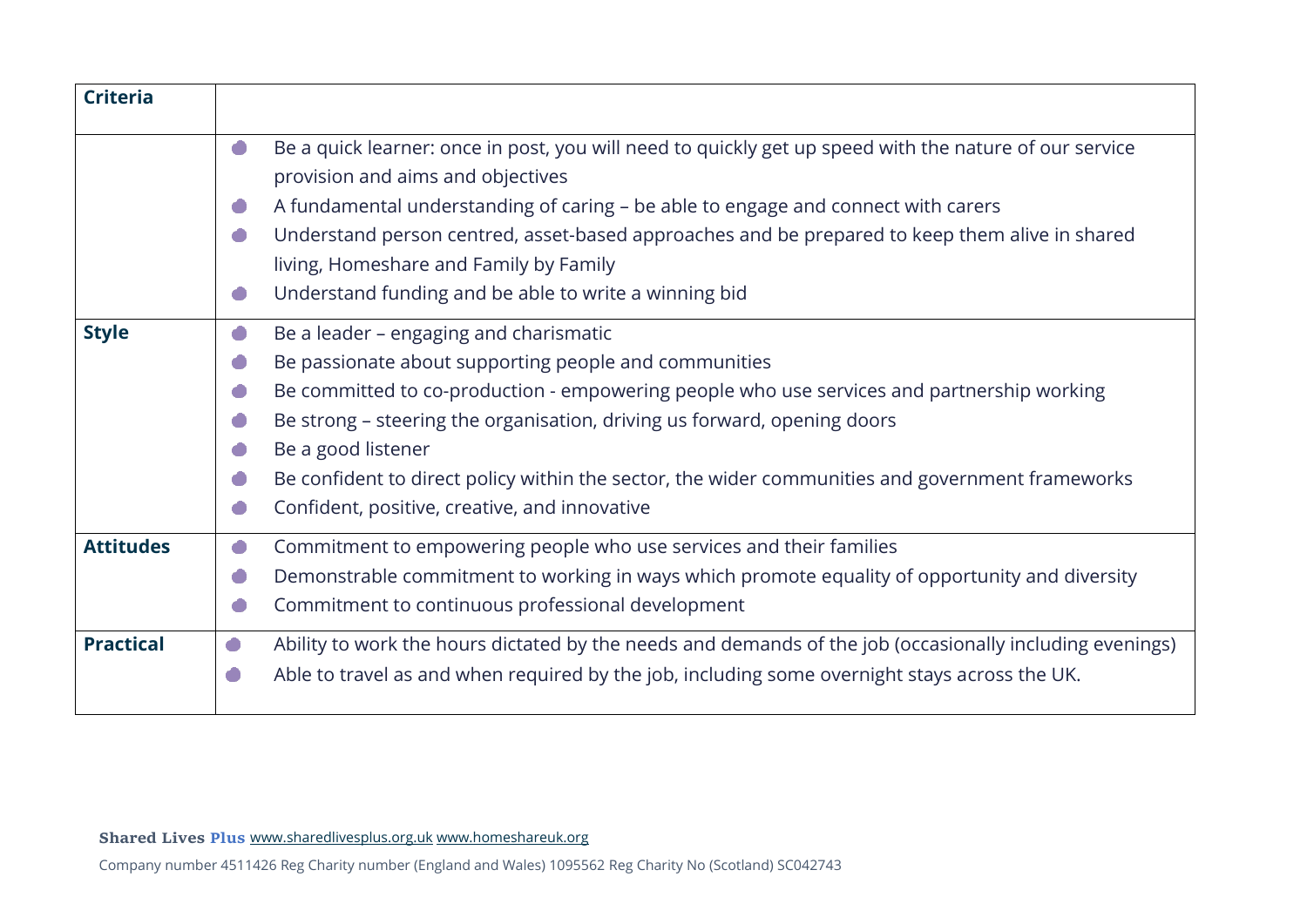| Criteria | |
|---|---|
| | • Be a quick learner: once in post, you will need to quickly get up speed with the nature of our service provision and aims and objectives<br>• A fundamental understanding of caring – be able to engage and connect with carers<br>• Understand person centred, asset-based approaches and be prepared to keep them alive in shared living, Homeshare and Family by Family<br>• Understand funding and be able to write a winning bid |
| **Style** | • Be a leader – engaging and charismatic<br>• Be passionate about supporting people and communities<br>• Be committed to co-production - empowering people who use services and partnership working<br>• Be strong – steering the organisation, driving us forward, opening doors<br>• Be a good listener<br>• Be confident to direct policy within the sector, the wider communities and government frameworks<br>• Confident, positive, creative, and innovative |
| **Attitudes** | • Commitment to empowering people who use services and their families<br>• Demonstrable commitment to working in ways which promote equality of opportunity and diversity<br>• Commitment to continuous professional development |
| **Practical** | • Ability to work the hours dictated by the needs and demands of the job (occasionally including evenings)<br>• Able to travel as and when required by the job, including some overnight stays across the UK. |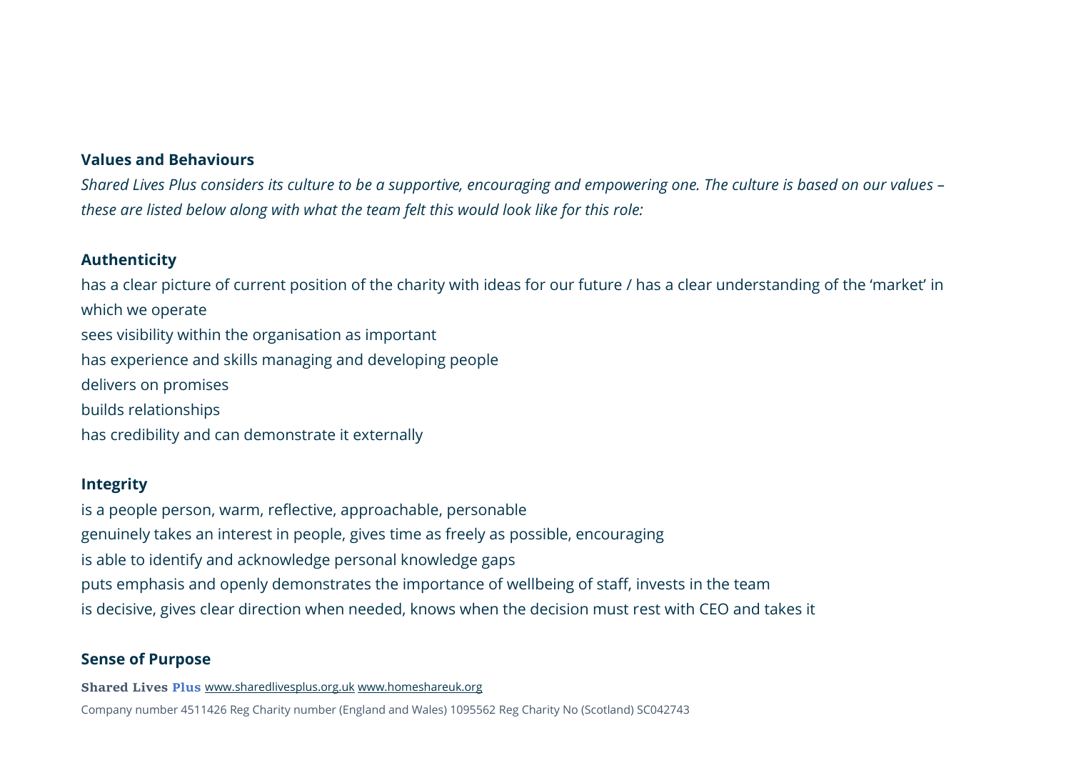**Values and Behaviours**

*Shared Lives Plus considers its culture to be a supportive, encouraging and empowering one. The culture is based on our values – these are listed below along with what the team felt this would look like for this role:*

**Authenticity**

has a clear picture of current position of the charity with ideas for our future / has a clear understanding of the 'market' in which we operate
sees visibility within the organisation as important
has experience and skills managing and developing people
delivers on promises
builds relationships
has credibility and can demonstrate it externally

**Integrity**

is a people person, warm, reflective, approachable, personable
genuinely takes an interest in people, gives time as freely as possible, encouraging
is able to identify and acknowledge personal knowledge gaps
puts emphasis and openly demonstrates the importance of wellbeing of staff, invests in the team
is decisive, gives clear direction when needed, knows when the decision must rest with CEO and takes it

**Sense of Purpose**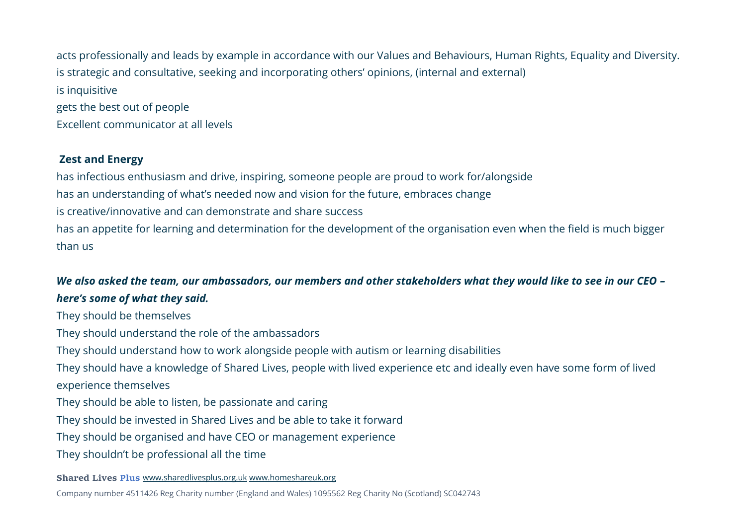acts professionally and leads by example in accordance with our Values and Behaviours, Human Rights, Equality and Diversity.

is strategic and consultative, seeking and incorporating others' opinions, (internal and external)

is inquisitive

gets the best out of people

Excellent communicator at all levels

**Zest and Energy**

has infectious enthusiasm and drive, inspiring, someone people are proud to work for/alongside

has an understanding of what's needed now and vision for the future, embraces change

is creative/innovative and can demonstrate and share success

has an appetite for learning and determination for the development of the organisation even when the field is much bigger than us

***We also asked the team, our ambassadors, our members and other stakeholders what they would like to see in our CEO – here's some of what they said.***

They should be themselves

They should understand the role of the ambassadors

They should understand how to work alongside people with autism or learning disabilities

They should have a knowledge of Shared Lives, people with lived experience etc and ideally even have some form of lived experience themselves

They should be able to listen, be passionate and caring

They should be invested in Shared Lives and be able to take it forward

They should be organised and have CEO or management experience

They shouldn't be professional all the time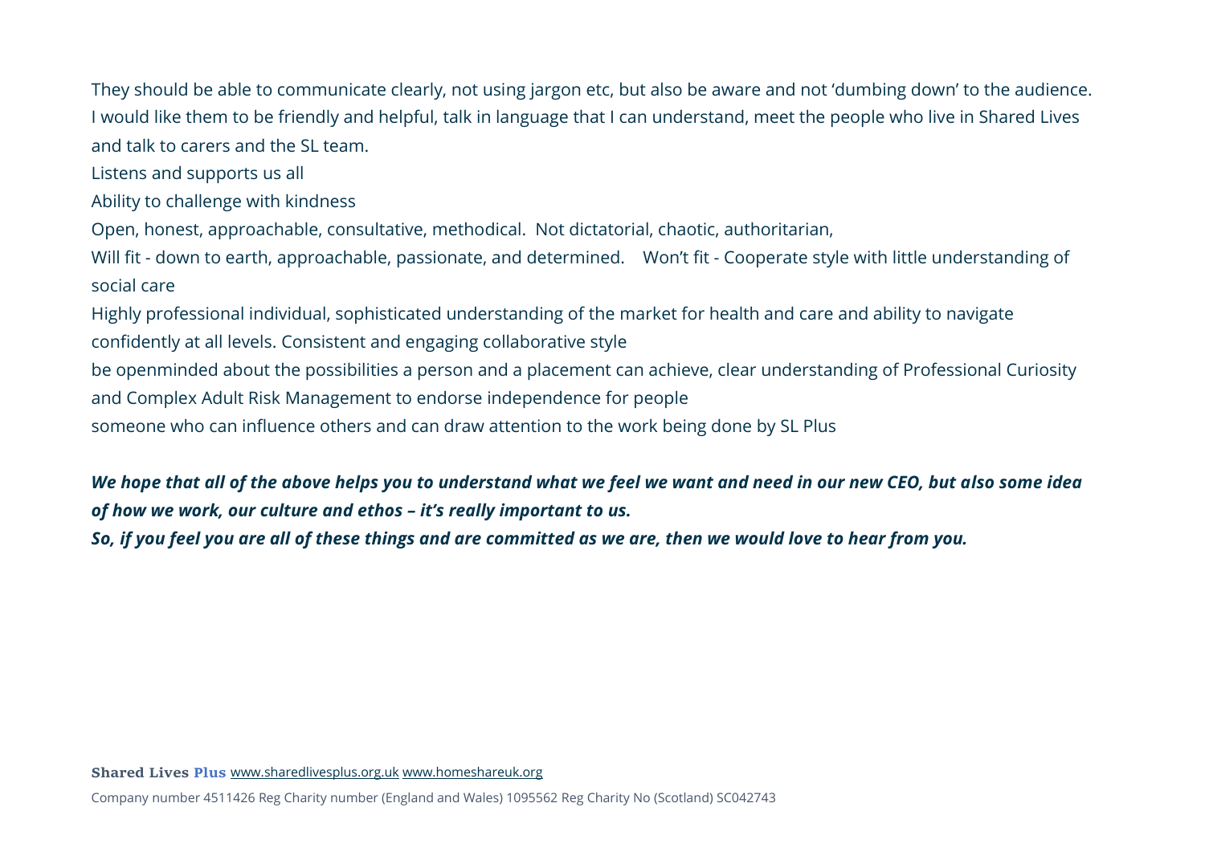They should be able to communicate clearly, not using jargon etc, but also be aware and not 'dumbing down' to the audience.

I would like them to be friendly and helpful, talk in language that I can understand, meet the people who live in Shared Lives and talk to carers and the SL team.

Listens and supports us all

Ability to challenge with kindness

Open, honest, approachable, consultative, methodical. Not dictatorial, chaotic, authoritarian,

Will fit - down to earth, approachable, passionate, and determined. Won't fit - Cooperate style with little understanding of social care

Highly professional individual, sophisticated understanding of the market for health and care and ability to navigate confidently at all levels. Consistent and engaging collaborative style

be openminded about the possibilities a person and a placement can achieve, clear understanding of Professional Curiosity and Complex Adult Risk Management to endorse independence for people

someone who can influence others and can draw attention to the work being done by SL Plus

***We hope that all of the above helps you to understand what we feel we want and need in our new CEO, but also some idea of how we work, our culture and ethos – it's really important to us.***

***So, if you feel you are all of these things and are committed as we are, then we would love to hear from you.***

**Shared Lives Plus** www.sharedlivesplus.org.uk www.homeshareuk.org

Company number 4511426 Reg Charity number (England and Wales) 1095562 Reg Charity No (Scotland) SC042743